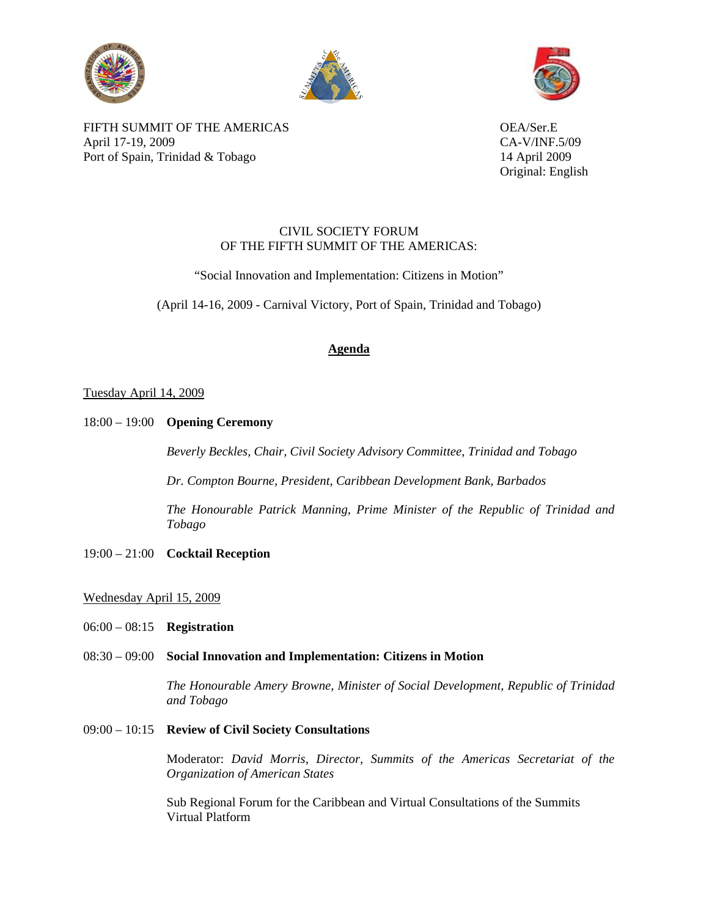FIFTH SUMMIT OF THE AMERICAS
April 17-19, 2009
Port of Spain, Trinidad & Tobago

OEA/Ser.E
CA-V/INF.5/09
14 April 2009
Original: English

CIVIL SOCIETY FORUM
OF THE FIFTH SUMMIT OF THE AMERICAS:

"Social Innovation and Implementation: Citizens in Motion"

(April 14-16, 2009 - Carnival Victory, Port of Spain, Trinidad and Tobago)

## Agenda

Tuesday April 14, 2009

18:00 – 19:00 **Opening Ceremony**

*Beverly Beckles, Chair, Civil Society Advisory Committee, Trinidad and Tobago*

*Dr. Compton Bourne, President, Caribbean Development Bank, Barbados*

*The Honourable Patrick Manning, Prime Minister of the Republic of Trinidad and Tobago*

19:00 – 21:00 **Cocktail Reception**

Wednesday April 15, 2009

06:00 – 08:15 **Registration**

08:30 – 09:00 **Social Innovation and Implementation: Citizens in Motion**

*The Honourable Amery Browne, Minister of Social Development, Republic of Trinidad and Tobago*

09:00 – 10:15 **Review of Civil Society Consultations**

Moderator: *David Morris, Director, Summits of the Americas Secretariat of the Organization of American States*

Sub Regional Forum for the Caribbean and Virtual Consultations of the Summits Virtual Platform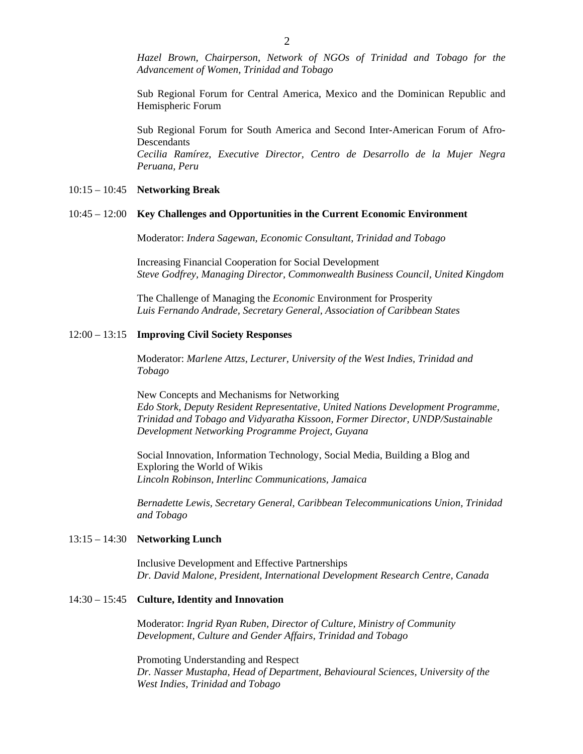*Hazel Brown, Chairperson, Network of NGOs of Trinidad and Tobago for the Advancement of Women, Trinidad and Tobago*

Sub Regional Forum for Central America, Mexico and the Dominican Republic and Hemispheric Forum

Sub Regional Forum for South America and Second Inter-American Forum of Afro-Descendants
*Cecilia Ramírez, Executive Director, Centro de Desarrollo de la Mujer Negra Peruana, Peru*

10:15 – 10:45 **Networking Break**

10:45 – 12:00 **Key Challenges and Opportunities in the Current Economic Environment**

Moderator: *Indera Sagewan, Economic Consultant, Trinidad and Tobago*

Increasing Financial Cooperation for Social Development
*Steve Godfrey, Managing Director, Commonwealth Business Council, United Kingdom*

The Challenge of Managing the *Economic* Environment for Prosperity
*Luis Fernando Andrade, Secretary General, Association of Caribbean States*

12:00 – 13:15 **Improving Civil Society Responses**

Moderator: *Marlene Attzs, Lecturer, University of the West Indies, Trinidad and Tobago*

New Concepts and Mechanisms for Networking
*Edo Stork, Deputy Resident Representative, United Nations Development Programme, Trinidad and Tobago and Vidyaratha Kissoon, Former Director, UNDP/Sustainable Development Networking Programme Project, Guyana*

Social Innovation, Information Technology, Social Media, Building a Blog and Exploring the World of Wikis
*Lincoln Robinson, Interlinc Communications, Jamaica*

*Bernadette Lewis, Secretary General, Caribbean Telecommunications Union, Trinidad and Tobago*

13:15 – 14:30 **Networking Lunch**

Inclusive Development and Effective Partnerships
*Dr. David Malone, President, International Development Research Centre, Canada*

14:30 – 15:45 **Culture, Identity and Innovation**

Moderator: *Ingrid Ryan Ruben, Director of Culture, Ministry of Community Development, Culture and Gender Affairs, Trinidad and Tobago*

Promoting Understanding and Respect
*Dr. Nasser Mustapha, Head of Department, Behavioural Sciences, University of the West Indies, Trinidad and Tobago*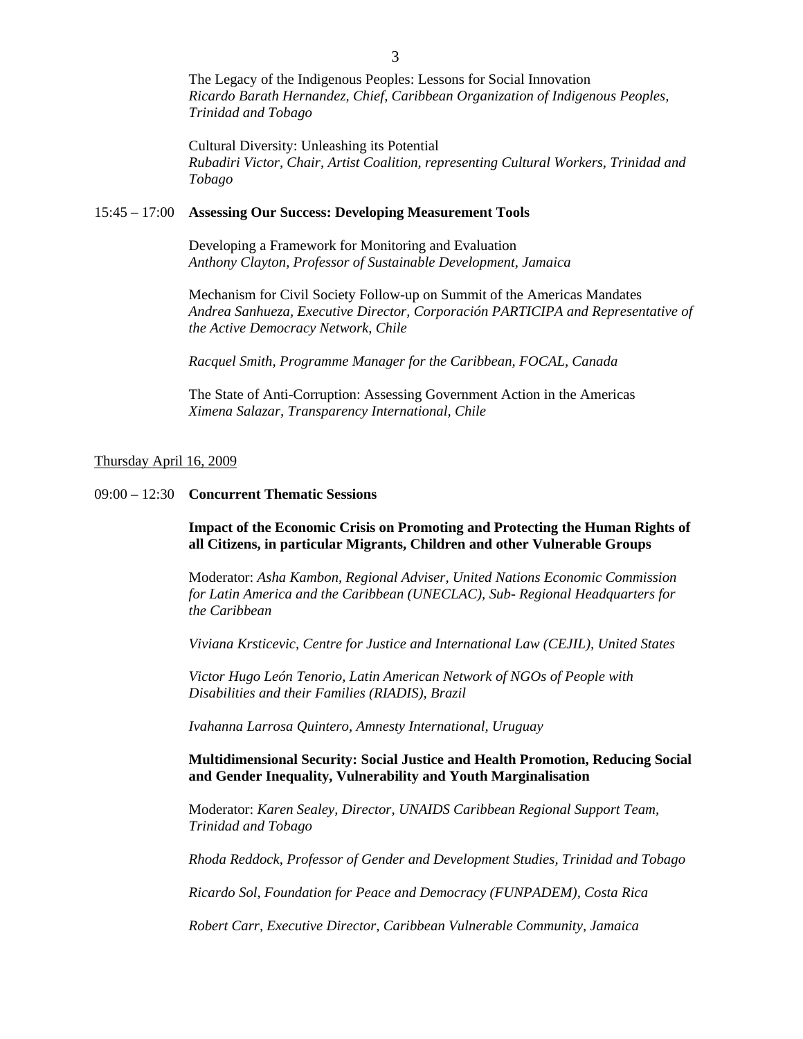The Legacy of the Indigenous Peoples: Lessons for Social Innovation
*Ricardo Barath Hernandez, Chief, Caribbean Organization of Indigenous Peoples, Trinidad and Tobago*

Cultural Diversity: Unleashing its Potential
*Rubadiri Victor, Chair, Artist Coalition, representing Cultural Workers, Trinidad and Tobago*

15:45 – 17:00 **Assessing Our Success: Developing Measurement Tools**

Developing a Framework for Monitoring and Evaluation
*Anthony Clayton, Professor of Sustainable Development, Jamaica*

Mechanism for Civil Society Follow-up on Summit of the Americas Mandates
*Andrea Sanhueza, Executive Director, Corporación PARTICIPA and Representative of the Active Democracy Network, Chile*

*Racquel Smith, Programme Manager for the Caribbean, FOCAL, Canada*

The State of Anti-Corruption: Assessing Government Action in the Americas
*Ximena Salazar, Transparency International, Chile*

Thursday April 16, 2009

09:00 – 12:30 **Concurrent Thematic Sessions**

**Impact of the Economic Crisis on Promoting and Protecting the Human Rights of all Citizens, in particular Migrants, Children and other Vulnerable Groups**

Moderator: *Asha Kambon, Regional Adviser, United Nations Economic Commission for Latin America and the Caribbean (UNECLAC), Sub- Regional Headquarters for the Caribbean*

*Viviana Krsticevic, Centre for Justice and International Law (CEJIL), United States*

*Victor Hugo León Tenorio, Latin American Network of NGOs of People with Disabilities and their Families (RIADIS), Brazil*

*Ivahanna Larrosa Quintero, Amnesty International, Uruguay*

**Multidimensional Security: Social Justice and Health Promotion, Reducing Social and Gender Inequality, Vulnerability and Youth Marginalisation**

Moderator: *Karen Sealey, Director, UNAIDS Caribbean Regional Support Team, Trinidad and Tobago*

*Rhoda Reddock, Professor of Gender and Development Studies, Trinidad and Tobago*

*Ricardo Sol, Foundation for Peace and Democracy (FUNPADEM), Costa Rica*

*Robert Carr, Executive Director, Caribbean Vulnerable Community, Jamaica*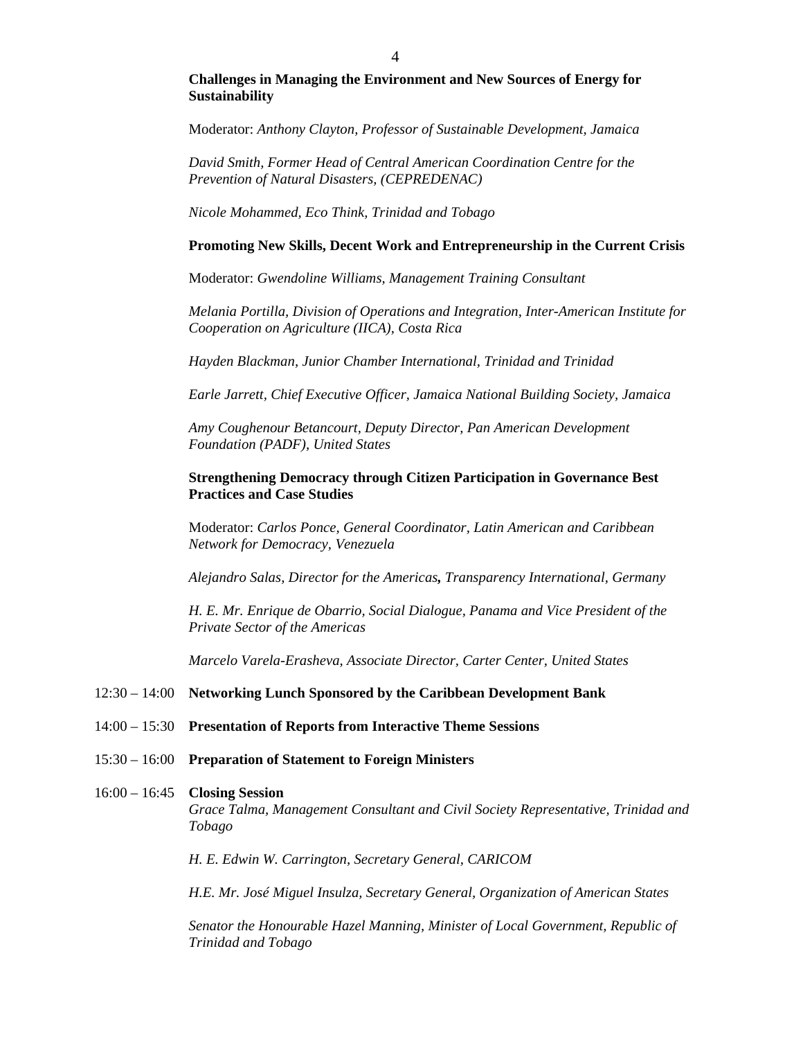**Challenges in Managing the Environment and New Sources of Energy for Sustainability**

Moderator: *Anthony Clayton, Professor of Sustainable Development, Jamaica*

*David Smith, Former Head of Central American Coordination Centre for the Prevention of Natural Disasters, (CEPREDENAC)*

*Nicole Mohammed, Eco Think, Trinidad and Tobago*

**Promoting New Skills, Decent Work and Entrepreneurship in the Current Crisis**

Moderator: *Gwendoline Williams, Management Training Consultant*

*Melania Portilla, Division of Operations and Integration, Inter-American Institute for Cooperation on Agriculture (IICA), Costa Rica*

*Hayden Blackman, Junior Chamber International, Trinidad and Trinidad*

*Earle Jarrett, Chief Executive Officer, Jamaica National Building Society, Jamaica*

*Amy Coughenour Betancourt, Deputy Director, Pan American Development Foundation (PADF), United States*

**Strengthening Democracy through Citizen Participation in Governance Best Practices and Case Studies**

Moderator: *Carlos Ponce, General Coordinator, Latin American and Caribbean Network for Democracy, Venezuela*

*Alejandro Salas, Director for the Americas**,** Transparency International, Germany*

*H. E. Mr. Enrique de Obarrio, Social Dialogue, Panama and Vice President of the Private Sector of the Americas*

*Marcelo Varela-Erasheva, Associate Director, Carter Center, United States*

12:30 – 14:00 **Networking Lunch Sponsored by the Caribbean Development Bank**

14:00 – 15:30 **Presentation of Reports from Interactive Theme Sessions**

15:30 – 16:00 **Preparation of Statement to Foreign Ministers**

16:00 – 16:45 **Closing Session**

*Grace Talma, Management Consultant and Civil Society Representative, Trinidad and Tobago*

*H. E. Edwin W. Carrington, Secretary General, CARICOM*

*H.E. Mr. José Miguel Insulza, Secretary General, Organization of American States*

*Senator the Honourable Hazel Manning, Minister of Local Government, Republic of Trinidad and Tobago*